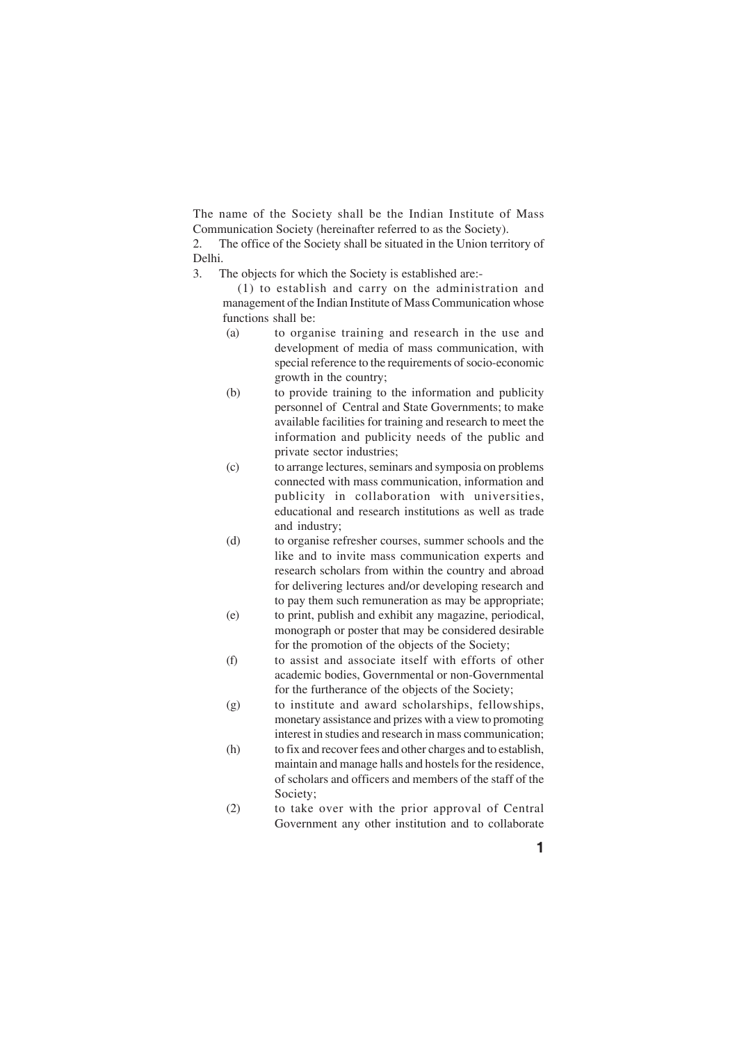The name of the Society shall be the Indian Institute of Mass Communication Society (hereinafter referred to as the Society).

2. The office of the Society shall be situated in the Union territory of Delhi.

3. The objects for which the Society is established are:-

(1) to establish and carry on the administration and management of the Indian Institute of Mass Communication whose functions shall be:

(a) to organise training and research in the use and development of media of mass communication, with special reference to the requirements of socio-economic growth in the country;

(b) to provide training to the information and publicity personnel of Central and State Governments; to make available facilities for training and research to meet the information and publicity needs of the public and private sector industries;

(c) to arrange lectures, seminars and symposia on problems connected with mass communication, information and publicity in collaboration with universities, educational and research institutions as well as trade and industry;

(d) to organise refresher courses, summer schools and the like and to invite mass communication experts and research scholars from within the country and abroad for delivering lectures and/or developing research and to pay them such remuneration as may be appropriate;

(e) to print, publish and exhibit any magazine, periodical, monograph or poster that may be considered desirable for the promotion of the objects of the Society;

(f) to assist and associate itself with efforts of other academic bodies, Governmental or non-Governmental for the furtherance of the objects of the Society;

(g) to institute and award scholarships, fellowships, monetary assistance and prizes with a view to promoting interest in studies and research in mass communication;

(h) to fix and recover fees and other charges and to establish, maintain and manage halls and hostels for the residence, of scholars and officers and members of the staff of the Society;

(2) to take over with the prior approval of Central Government any other institution and to collaborate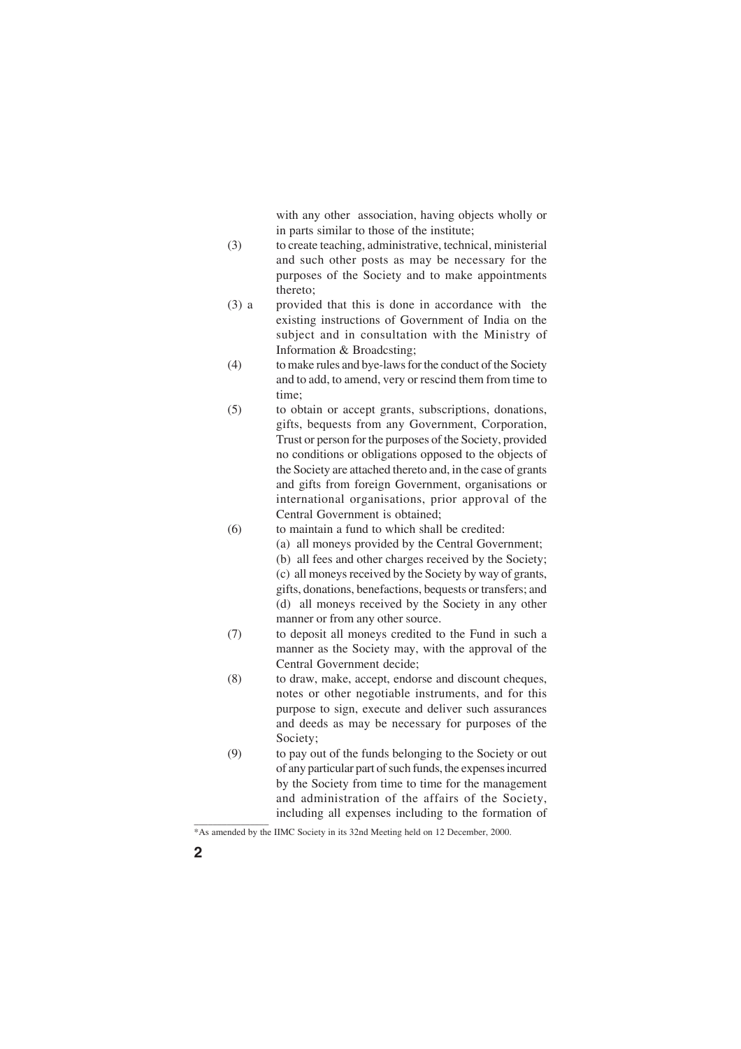with any other association, having objects wholly or in parts similar to those of the institute;

(3) to create teaching, administrative, technical, ministerial and such other posts as may be necessary for the purposes of the Society and to make appointments thereto;

(3) a provided that this is done in accordance with the existing instructions of Government of India on the subject and in consultation with the Ministry of Information & Broadcsting;

(4) to make rules and bye-laws for the conduct of the Society and to add, to amend, very or rescind them from time to time;

(5) to obtain or accept grants, subscriptions, donations, gifts, bequests from any Government, Corporation, Trust or person for the purposes of the Society, provided no conditions or obligations opposed to the objects of the Society are attached thereto and, in the case of grants and gifts from foreign Government, organisations or international organisations, prior approval of the Central Government is obtained;

(6) to maintain a fund to which shall be credited:
(a) all moneys provided by the Central Government;
(b) all fees and other charges received by the Society;
(c) all moneys received by the Society by way of grants, gifts, donations, benefactions, bequests or transfers; and
(d) all moneys received by the Society in any other manner or from any other source.

(7) to deposit all moneys credited to the Fund in such a manner as the Society may, with the approval of the Central Government decide;

(8) to draw, make, accept, endorse and discount cheques, notes or other negotiable instruments, and for this purpose to sign, execute and deliver such assurances and deeds as may be necessary for purposes of the Society;

(9) to pay out of the funds belonging to the Society or out of any particular part of such funds, the expenses incurred by the Society from time to time for the management and administration of the affairs of the Society, including all expenses including to the formation of

---

*As amended by the IIMC Society in its 32nd Meeting held on 12 December, 2000.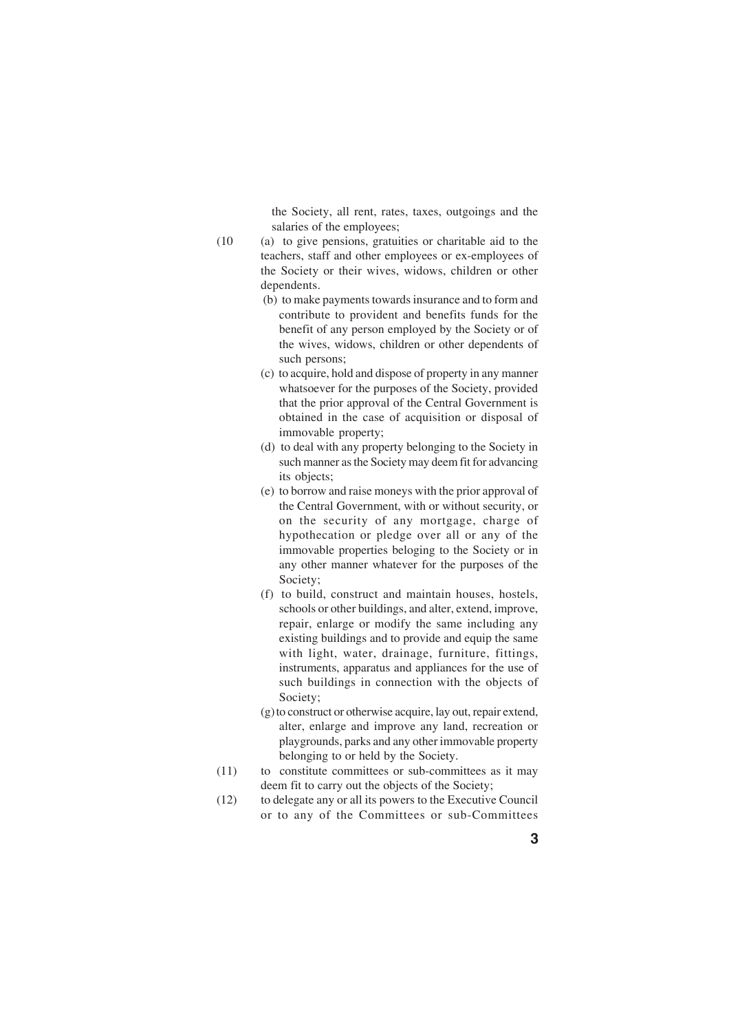the Society, all rent, rates, taxes, outgoings and the salaries of the employees;

(10 (a) to give pensions, gratuities or charitable aid to the teachers, staff and other employees or ex-employees of the Society or their wives, widows, children or other dependents.

(b) to make payments towards insurance and to form and contribute to provident and benefits funds for the benefit of any person employed by the Society or of the wives, widows, children or other dependents of such persons;

(c) to acquire, hold and dispose of property in any manner whatsoever for the purposes of the Society, provided that the prior approval of the Central Government is obtained in the case of acquisition or disposal of immovable property;

(d) to deal with any property belonging to the Society in such manner as the Society may deem fit for advancing its objects;

(e) to borrow and raise moneys with the prior approval of the Central Government, with or without security, or on the security of any mortgage, charge of hypothecation or pledge over all or any of the immovable properties beloging to the Society or in any other manner whatever for the purposes of the Society;

(f) to build, construct and maintain houses, hostels, schools or other buildings, and alter, extend, improve, repair, enlarge or modify the same including any existing buildings and to provide and equip the same with light, water, drainage, furniture, fittings, instruments, apparatus and appliances for the use of such buildings in connection with the objects of Society;

(g) to construct or otherwise acquire, lay out, repair extend, alter, enlarge and improve any land, recreation or playgrounds, parks and any other immovable property belonging to or held by the Society.

(11) to constitute committees or sub-committees as it may deem fit to carry out the objects of the Society;

(12) to delegate any or all its powers to the Executive Council or to any of the Committees or sub-Committees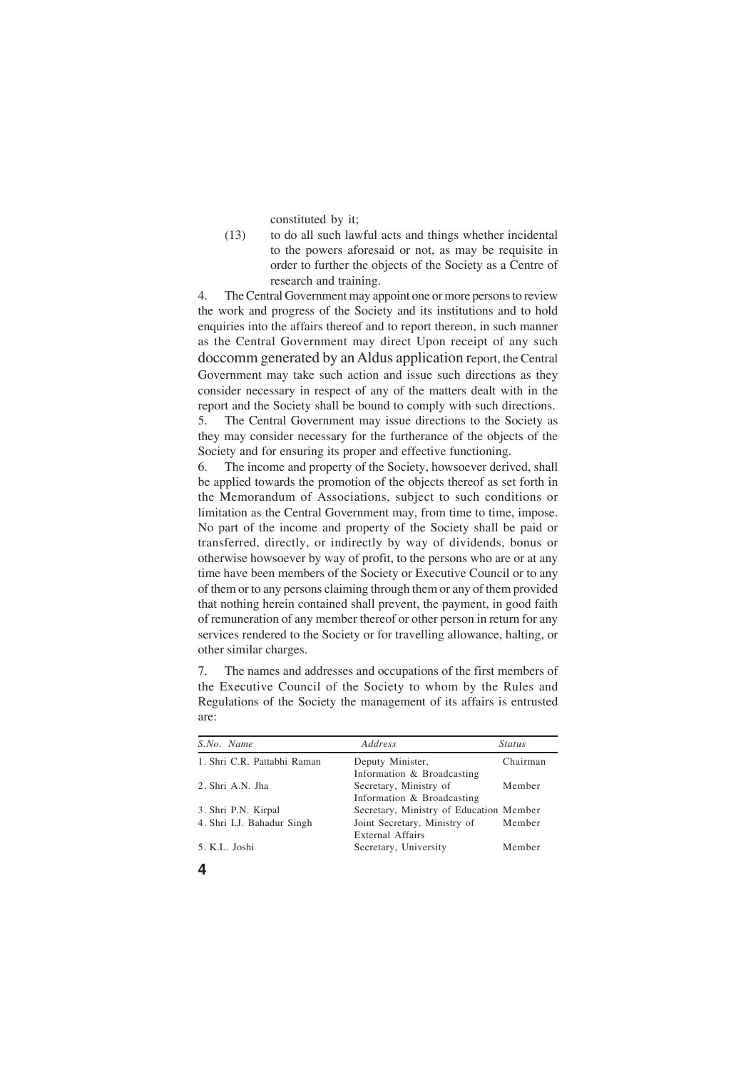constituted by it;

(13) to do all such lawful acts and things whether incidental to the powers aforesaid or not, as may be requisite in order to further the objects of the Society as a Centre of research and training.

4. The Central Government may appoint one or more persons to review the work and progress of the Society and its institutions and to hold enquiries into the affairs thereof and to report thereon, in such manner as the Central Government may direct Upon receipt of any such doccomm generated by an Aldus application report, the Central Government may take such action and issue such directions as they consider necessary in respect of any of the matters dealt with in the report and the Society shall be bound to comply with such directions.

5. The Central Government may issue directions to the Society as they may consider necessary for the furtherance of the objects of the Society and for ensuring its proper and effective functioning.

6. The income and property of the Society, howsoever derived, shall be applied towards the promotion of the objects thereof as set forth in the Memorandum of Associations, subject to such conditions or limitation as the Central Government may, from time to time, impose. No part of the income and property of the Society shall be paid or transferred, directly, or indirectly by way of dividends, bonus or otherwise howsoever by way of profit, to the persons who are or at any time have been members of the Society or Executive Council or to any of them or to any persons claiming through them or any of them provided that nothing herein contained shall prevent, the payment, in good faith of remuneration of any member thereof or other person in return for any services rendered to the Society or for travelling allowance, halting, or other similar charges.

7. The names and addresses and occupations of the first members of the Executive Council of the Society to whom by the Rules and Regulations of the Society the management of its affairs is entrusted are:

| *S.No. Name* | *Address* | *Status* |
|---|---|---|
| 1. Shri C.R. Pattabhi Raman | Deputy Minister, Information & Broadcasting | Chairman |
| 2. Shri A.N. Jha | Secretary, Ministry of Information & Broadcasting | Member |
| 3. Shri P.N. Kirpal | Secretary, Ministry of Education | Member |
| 4. Shri I.J. Bahadur Singh | Joint Secretary, Ministry of External Affairs | Member |
| 5. K.L. Joshi | Secretary, University | Member |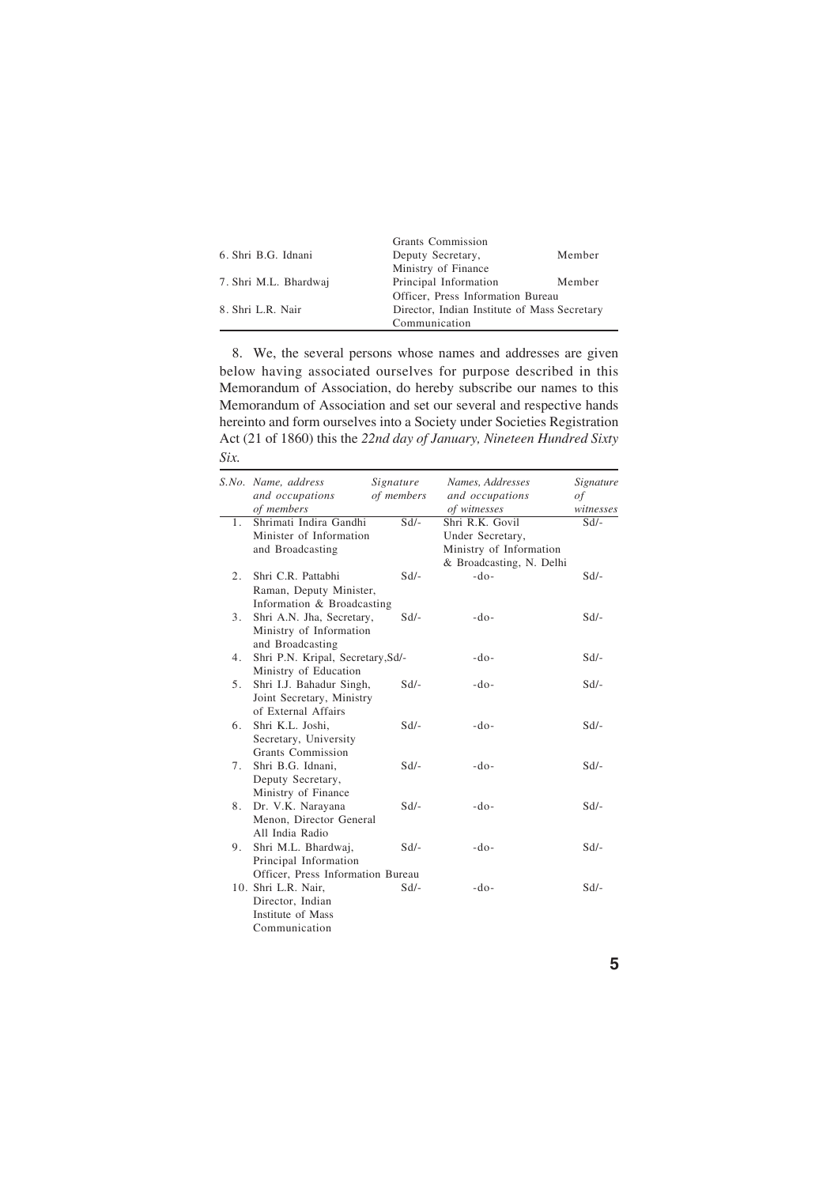| | | |
|---|---|---|
| | Grants Commission | |
| 6. Shri B.G. Idnani | Deputy Secretary, Ministry of Finance | Member |
| 7. Shri M.L. Bhardwaj | Principal Information Officer, Press Information Bureau | Member |
| 8. Shri L.R. Nair | Director, Indian Institute of Mass Communication | Secretary |

8. We, the several persons whose names and addresses are given below having associated ourselves for purpose described in this Memorandum of Association, do hereby subscribe our names to this Memorandum of Association and set our several and respective hands hereinto and form ourselves into a Society under Societies Registration Act (21 of 1860) this the *22nd day of January, Nineteen Hundred Sixty Six.*

| *S.No.* | *Name, address and occupations of members* | *Signature of members* | *Names, Addresses and occupations of witnesses* | *Signature of witnesses* |
|---|---|---|---|---|
| 1. | Shrimati Indira Gandhi Minister of Information and Broadcasting | Sd/- | Shri R.K. Govil Under Secretary, Ministry of Information & Broadcasting, N. Delhi | Sd/- |
| 2. | Shri C.R. Pattabhi Raman, Deputy Minister, Information & Broadcasting | Sd/- | -do- | Sd/- |
| 3. | Shri A.N. Jha, Secretary, Ministry of Information and Broadcasting | Sd/- | -do- | Sd/- |
| 4. | Shri P.N. Kripal, Secretary, Ministry of Education | Sd/- | -do- | Sd/- |
| 5. | Shri I.J. Bahadur Singh, Joint Secretary, Ministry of External Affairs | Sd/- | -do- | Sd/- |
| 6. | Shri K.L. Joshi, Secretary, University Grants Commission | Sd/- | -do- | Sd/- |
| 7. | Shri B.G. Idnani, Deputy Secretary, Ministry of Finance | Sd/- | -do- | Sd/- |
| 8. | Dr. V.K. Narayana Menon, Director General All India Radio | Sd/- | -do- | Sd/- |
| 9. | Shri M.L. Bhardwaj, Principal Information Officer, Press Information Bureau | Sd/- | -do- | Sd/- |
| 10. | Shri L.R. Nair, Director, Indian Institute of Mass Communication | Sd/- | -do- | Sd/- |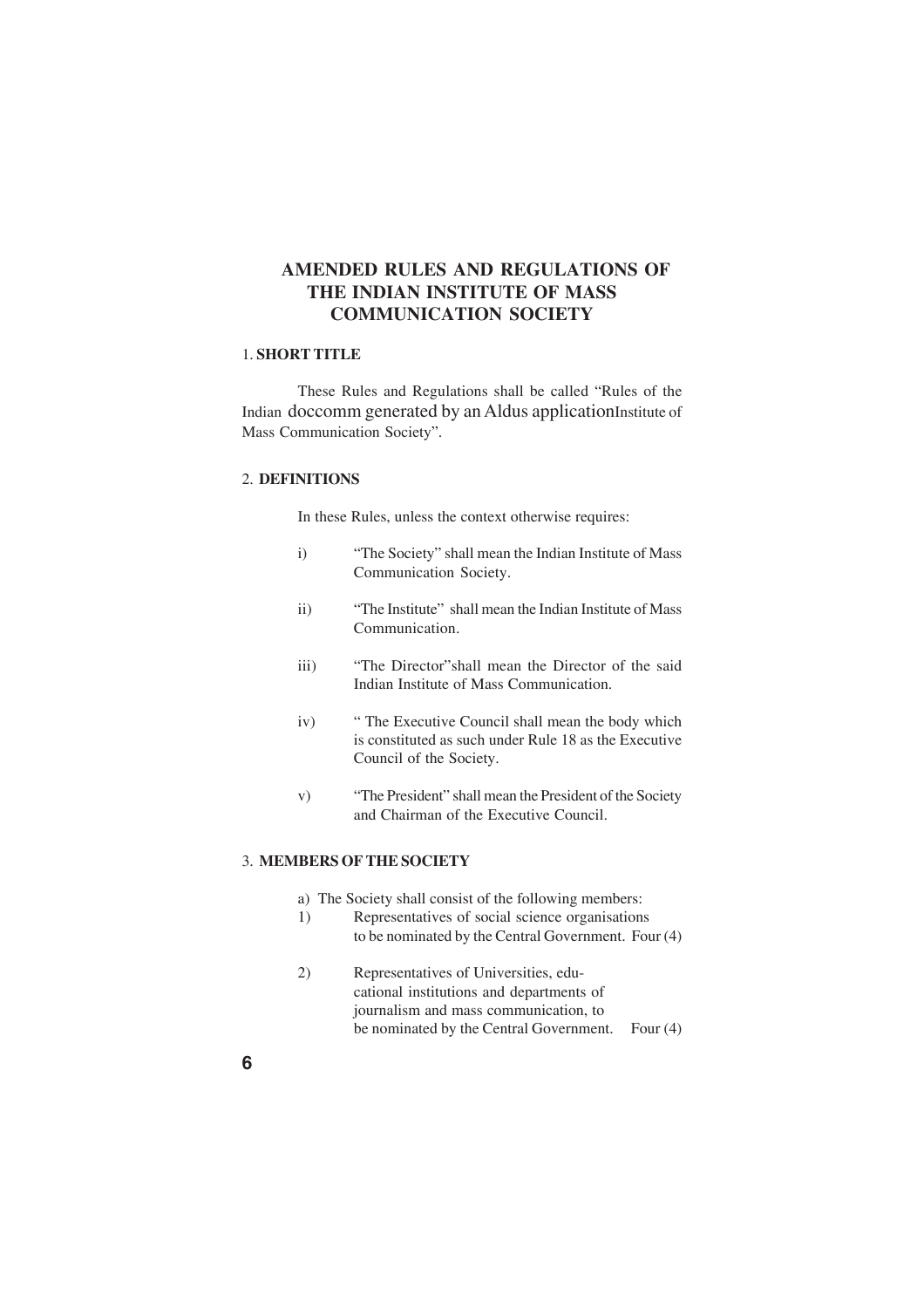# AMENDED RULES AND REGULATIONS OF THE INDIAN INSTITUTE OF MASS COMMUNICATION SOCIETY

## 1. SHORT TITLE

These Rules and Regulations shall be called "Rules of the Indian doccomm generated by an Aldus applicationInstitute of Mass Communication Society".

## 2. DEFINITIONS

In these Rules, unless the context otherwise requires:

i) "The Society" shall mean the Indian Institute of Mass Communication Society.

ii) "The Institute" shall mean the Indian Institute of Mass Communication.

iii) "The Director"shall mean the Director of the said Indian Institute of Mass Communication.

iv) " The Executive Council shall mean the body which is constituted as such under Rule 18 as the Executive Council of the Society.

v) "The President" shall mean the President of the Society and Chairman of the Executive Council.

## 3. MEMBERS OF THE SOCIETY

a) The Society shall consist of the following members:

| | | |
|---|---|---|
| 1) | Representatives of social science organisations to be nominated by the Central Government. | Four (4) |
| 2) | Representatives of Universities, educational institutions and departments of journalism and mass communication, to be nominated by the Central Government. | Four (4) |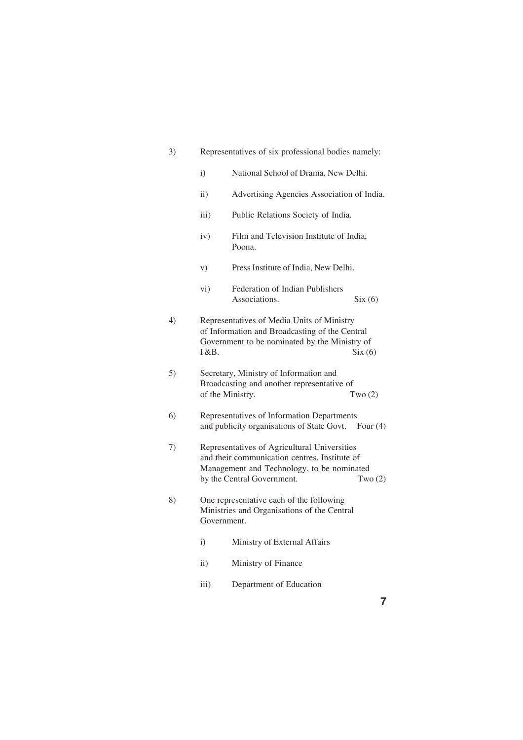3) Representatives of six professional bodies namely:

   i) National School of Drama, New Delhi.

   ii) Advertising Agencies Association of India.

   iii) Public Relations Society of India.

   iv) Film and Television Institute of India, Poona.

   v) Press Institute of India, New Delhi.

   vi) Federation of Indian Publishers Associations. Six (6)

4) Representatives of Media Units of Ministry of Information and Broadcasting of the Central Government to be nominated by the Ministry of I &B. Six (6)

5) Secretary, Ministry of Information and Broadcasting and another representative of of the Ministry. Two (2)

6) Representatives of Information Departments and publicity organisations of State Govt. Four (4)

7) Representatives of Agricultural Universities and their communication centres, Institute of Management and Technology, to be nominated by the Central Government. Two (2)

8) One representative each of the following Ministries and Organisations of the Central Government.

   i) Ministry of External Affairs

   ii) Ministry of Finance

   iii) Department of Education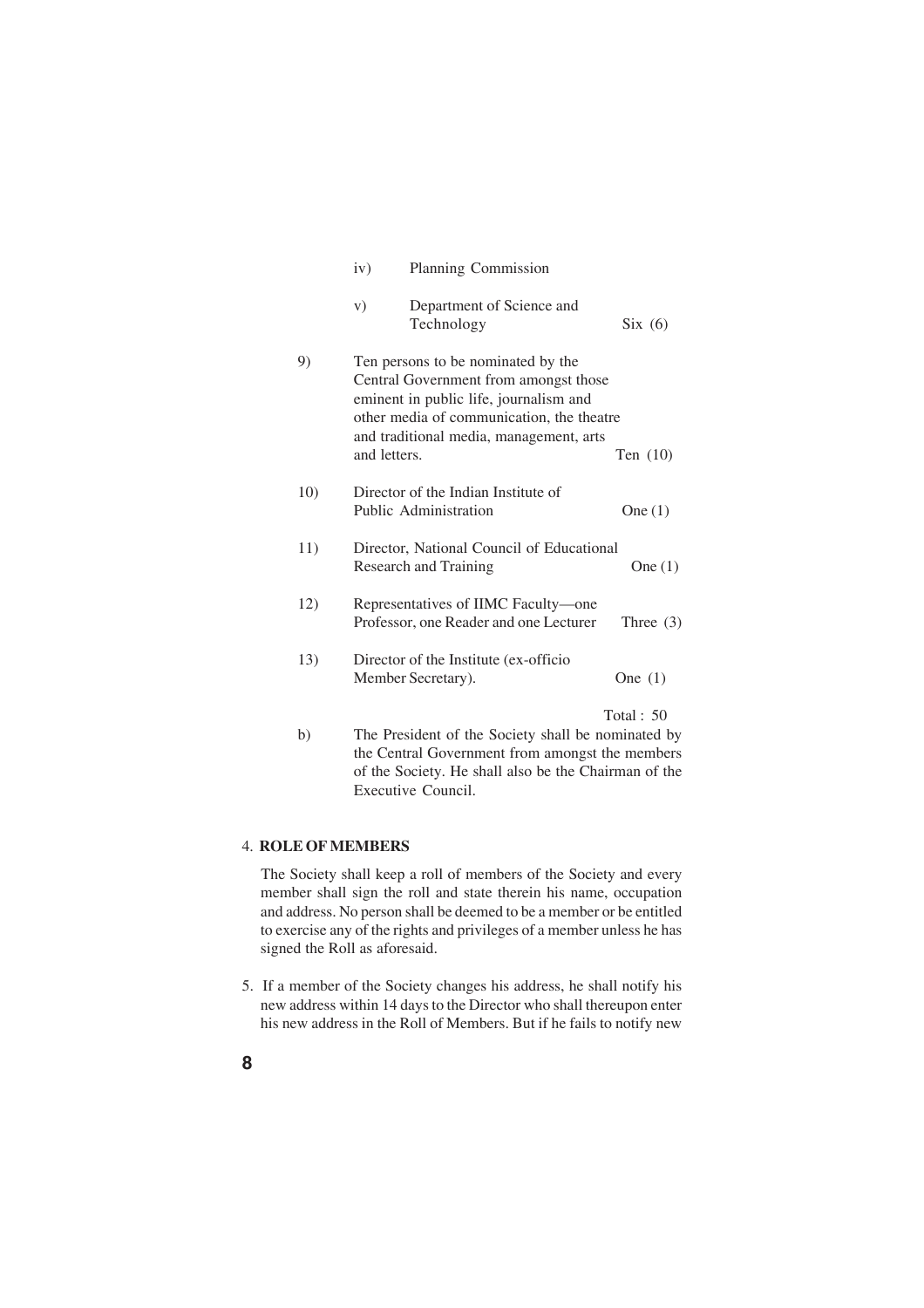iv) Planning Commission

v) Department of Science and Technology — Six (6)

9) Ten persons to be nominated by the Central Government from amongst those eminent in public life, journalism and other media of communication, the theatre and traditional media, management, arts and letters. — Ten (10)

10) Director of the Indian Institute of Public Administration — One (1)

11) Director, National Council of Educational Research and Training — One (1)

12) Representatives of IIMC Faculty—one Professor, one Reader and one Lecturer — Three (3)

13) Director of the Institute (ex-officio Member Secretary). — One (1)

Total : 50

b) The President of the Society shall be nominated by the Central Government from amongst the members of the Society. He shall also be the Chairman of the Executive Council.

4. **ROLE OF MEMBERS**

The Society shall keep a roll of members of the Society and every member shall sign the roll and state therein his name, occupation and address. No person shall be deemed to be a member or be entitled to exercise any of the rights and privileges of a member unless he has signed the Roll as aforesaid.

5. If a member of the Society changes his address, he shall notify his new address within 14 days to the Director who shall thereupon enter his new address in the Roll of Members. But if he fails to notify new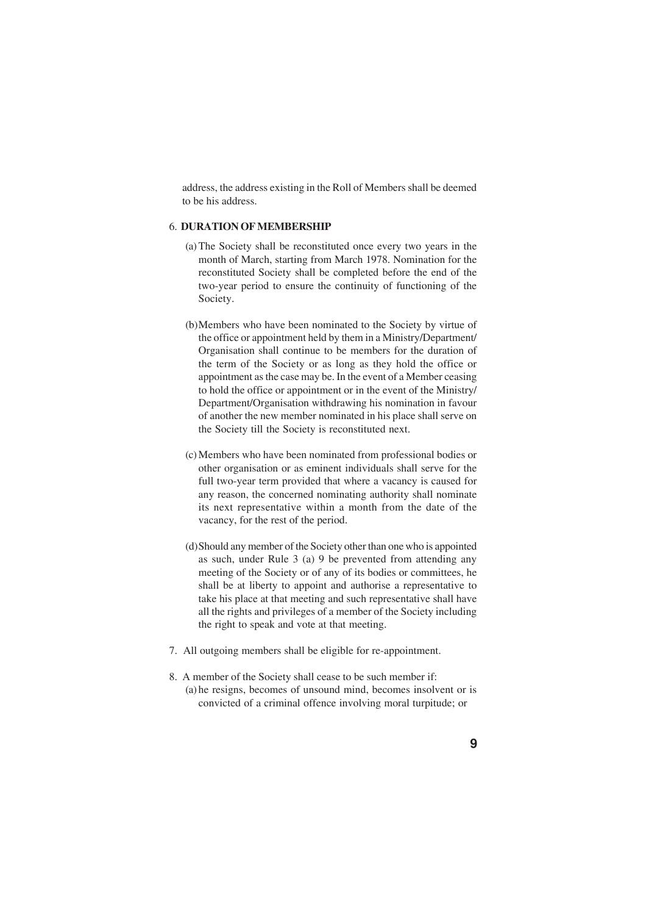address, the address existing in the Roll of Members shall be deemed to be his address.

6. **DURATION OF MEMBERSHIP**

   (a) The Society shall be reconstituted once every two years in the month of March, starting from March 1978. Nomination for the reconstituted Society shall be completed before the end of the two-year period to ensure the continuity of functioning of the Society.

   (b) Members who have been nominated to the Society by virtue of the office or appointment held by them in a Ministry/Department/Organisation shall continue to be members for the duration of the term of the Society or as long as they hold the office or appointment as the case may be. In the event of a Member ceasing to hold the office or appointment or in the event of the Ministry/Department/Organisation withdrawing his nomination in favour of another the new member nominated in his place shall serve on the Society till the Society is reconstituted next.

   (c) Members who have been nominated from professional bodies or other organisation or as eminent individuals shall serve for the full two-year term provided that where a vacancy is caused for any reason, the concerned nominating authority shall nominate its next representative within a month from the date of the vacancy, for the rest of the period.

   (d) Should any member of the Society other than one who is appointed as such, under Rule 3 (a) 9 be prevented from attending any meeting of the Society or of any of its bodies or committees, he shall be at liberty to appoint and authorise a representative to take his place at that meeting and such representative shall have all the rights and privileges of a member of the Society including the right to speak and vote at that meeting.

7. All outgoing members shall be eligible for re-appointment.

8. A member of the Society shall cease to be such member if:

   (a) he resigns, becomes of unsound mind, becomes insolvent or is convicted of a criminal offence involving moral turpitude; or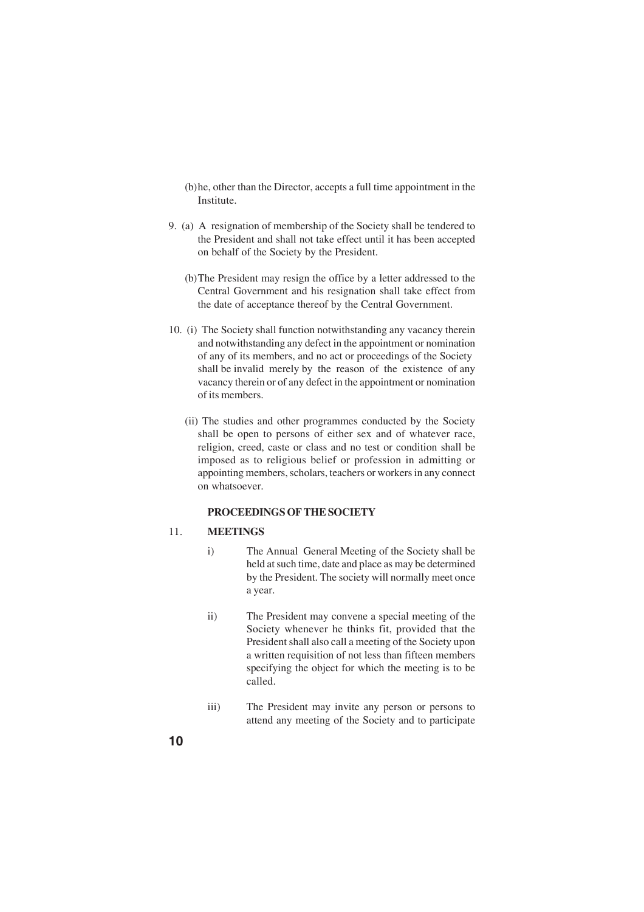(b) he, other than the Director, accepts a full time appointment in the Institute.

9. (a) A resignation of membership of the Society shall be tendered to the President and shall not take effect until it has been accepted on behalf of the Society by the President.

   (b) The President may resign the office by a letter addressed to the Central Government and his resignation shall take effect from the date of acceptance thereof by the Central Government.

10. (i) The Society shall function notwithstanding any vacancy therein and notwithstanding any defect in the appointment or nomination of any of its members, and no act or proceedings of the Society shall be invalid merely by the reason of the existence of any vacancy therein or of any defect in the appointment or nomination of its members.

   (ii) The studies and other programmes conducted by the Society shall be open to persons of either sex and of whatever race, religion, creed, caste or class and no test or condition shall be imposed as to religious belief or profession in admitting or appointing members, scholars, teachers or workers in any connect on whatsoever.

**PROCEEDINGS OF THE SOCIETY**

11. **MEETINGS**

   i) The Annual General Meeting of the Society shall be held at such time, date and place as may be determined by the President. The society will normally meet once a year.

   ii) The President may convene a special meeting of the Society whenever he thinks fit, provided that the President shall also call a meeting of the Society upon a written requisition of not less than fifteen members specifying the object for which the meeting is to be called.

   iii) The President may invite any person or persons to attend any meeting of the Society and to participate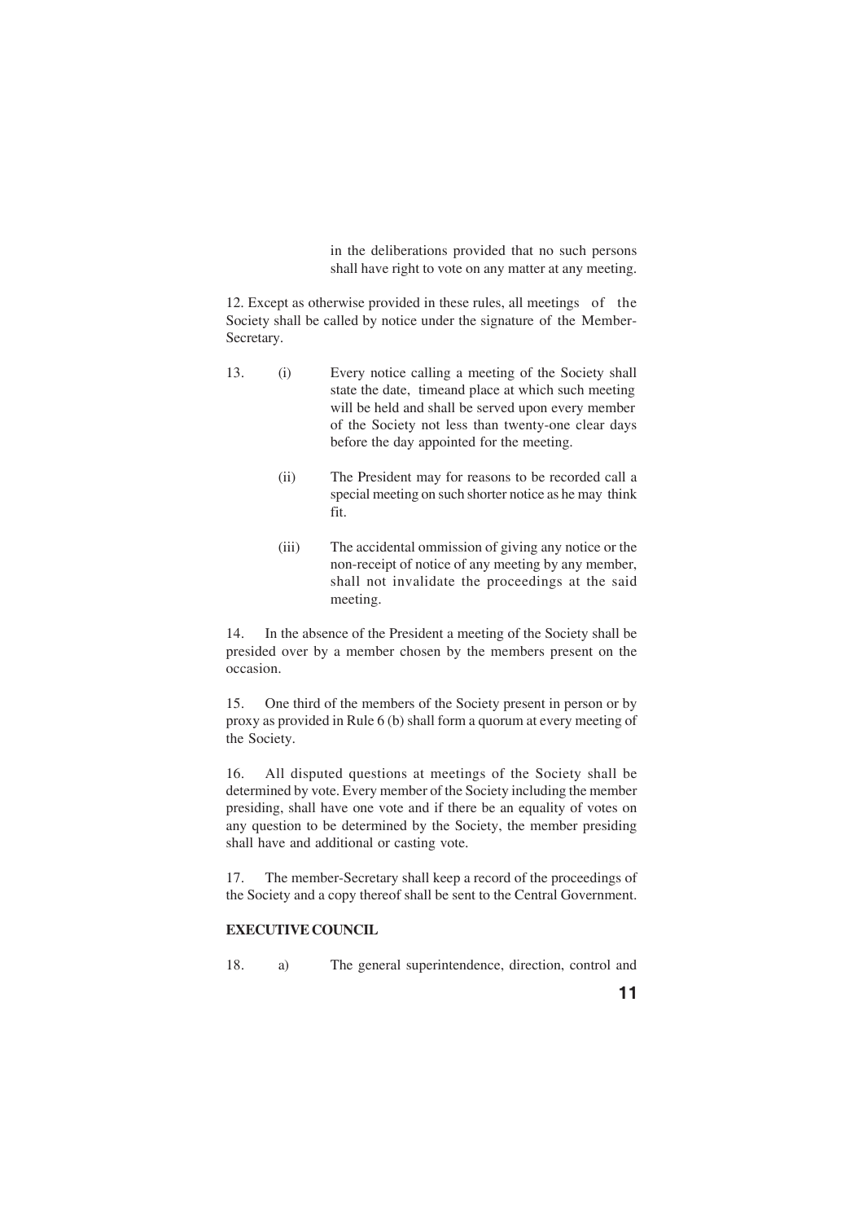in the deliberations provided that no such persons shall have right to vote on any matter at any meeting.

12. Except as otherwise provided in these rules, all meetings of the Society shall be called by notice under the signature of the Member-Secretary.

13. (i) Every notice calling a meeting of the Society shall state the date, timeand place at which such meeting will be held and shall be served upon every member of the Society not less than twenty-one clear days before the day appointed for the meeting.

(ii) The President may for reasons to be recorded call a special meeting on such shorter notice as he may think fit.

(iii) The accidental ommission of giving any notice or the non-receipt of notice of any meeting by any member, shall not invalidate the proceedings at the said meeting.

14. In the absence of the President a meeting of the Society shall be presided over by a member chosen by the members present on the occasion.

15. One third of the members of the Society present in person or by proxy as provided in Rule 6 (b) shall form a quorum at every meeting of the Society.

16. All disputed questions at meetings of the Society shall be determined by vote. Every member of the Society including the member presiding, shall have one vote and if there be an equality of votes on any question to be determined by the Society, the member presiding shall have and additional or casting vote.

17. The member-Secretary shall keep a record of the proceedings of the Society and a copy thereof shall be sent to the Central Government.

**EXECUTIVE COUNCIL**

18. a) The general superintendence, direction, control and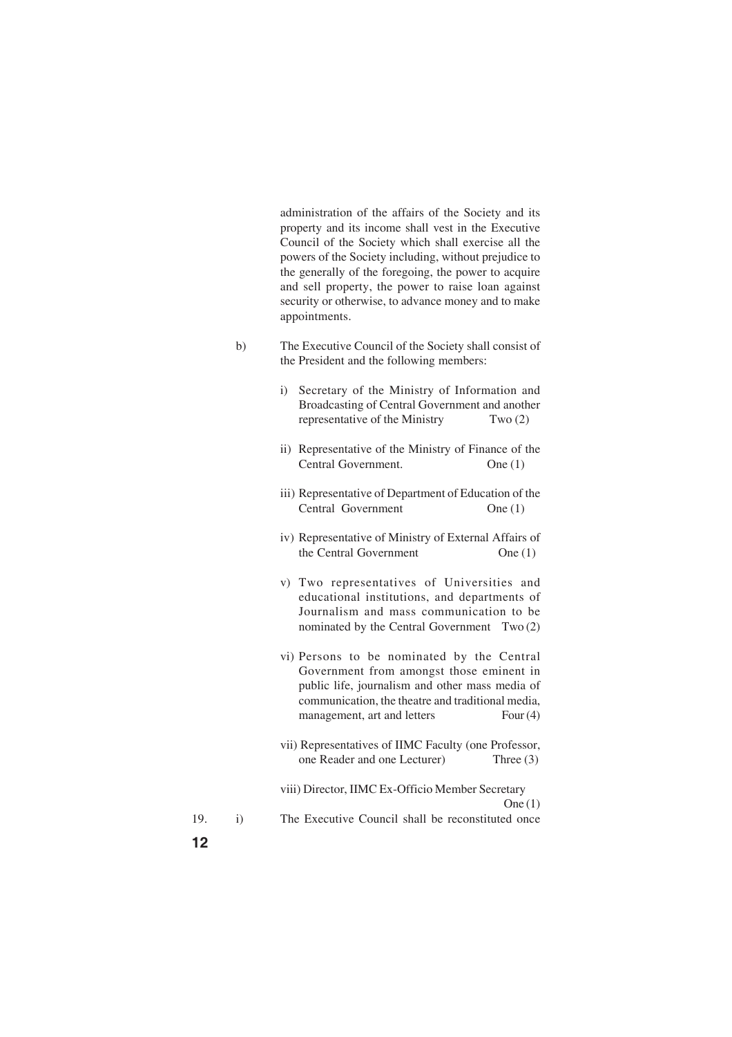administration of the affairs of the Society and its property and its income shall vest in the Executive Council of the Society which shall exercise all the powers of the Society including, without prejudice to the generally of the foregoing, the power to acquire and sell property, the power to raise loan against security or otherwise, to advance money and to make appointments.

b) The Executive Council of the Society shall consist of the President and the following members:

i) Secretary of the Ministry of Information and Broadcasting of Central Government and another representative of the Ministry — Two (2)

ii) Representative of the Ministry of Finance of the Central Government. — One (1)

iii) Representative of Department of Education of the Central Government — One (1)

iv) Representative of Ministry of External Affairs of the Central Government — One (1)

v) Two representatives of Universities and educational institutions, and departments of Journalism and mass communication to be nominated by the Central Government — Two (2)

vi) Persons to be nominated by the Central Government from amongst those eminent in public life, journalism and other mass media of communication, the theatre and traditional media, management, art and letters — Four (4)

vii) Representatives of IIMC Faculty (one Professor, one Reader and one Lecturer) — Three (3)

viii) Director, IIMC Ex-Officio Member Secretary — One (1)

19. i) The Executive Council shall be reconstituted once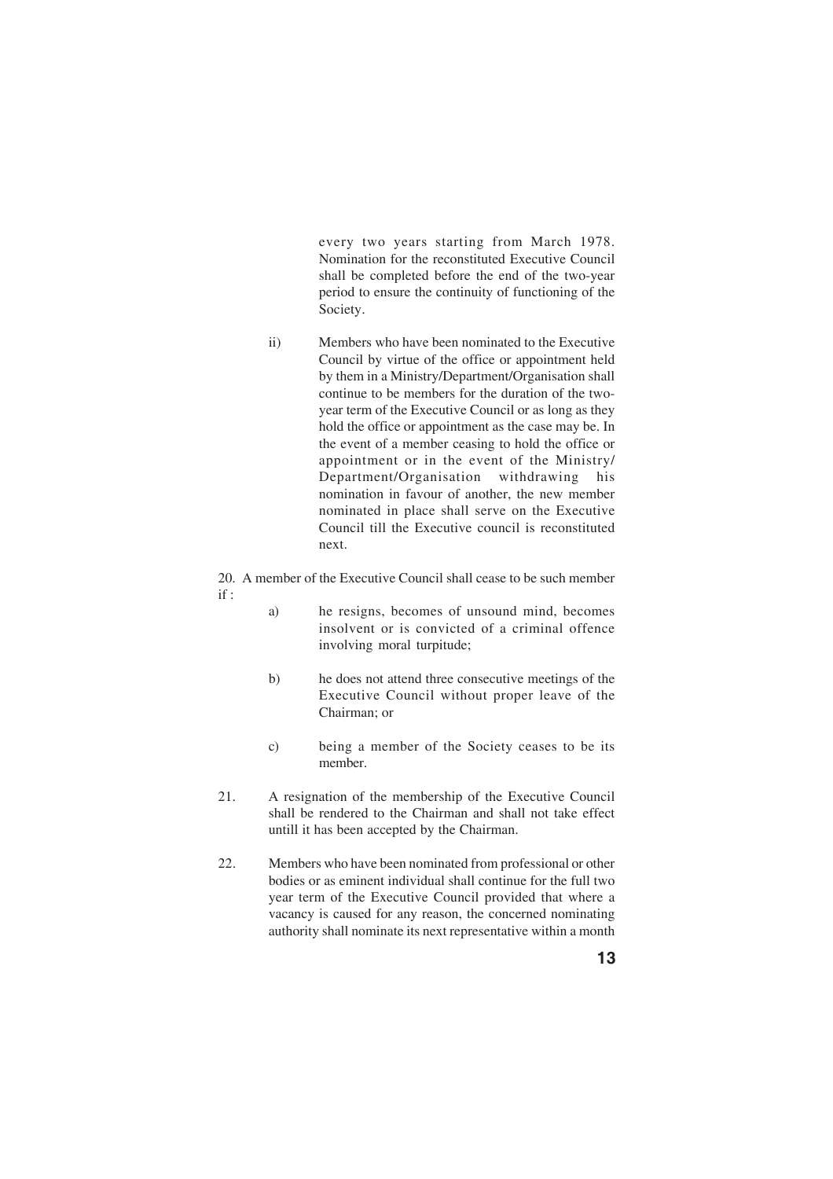every two years starting from March 1978. Nomination for the reconstituted Executive Council shall be completed before the end of the two-year period to ensure the continuity of functioning of the Society.

ii) Members who have been nominated to the Executive Council by virtue of the office or appointment held by them in a Ministry/Department/Organisation shall continue to be members for the duration of the two-year term of the Executive Council or as long as they hold the office or appointment as the case may be. In the event of a member ceasing to hold the office or appointment or in the event of the Ministry/ Department/Organisation withdrawing his nomination in favour of another, the new member nominated in place shall serve on the Executive Council till the Executive council is reconstituted next.

20. A member of the Executive Council shall cease to be such member if :

a) he resigns, becomes of unsound mind, becomes insolvent or is convicted of a criminal offence involving moral turpitude;

b) he does not attend three consecutive meetings of the Executive Council without proper leave of the Chairman; or

c) being a member of the Society ceases to be its member.

21. A resignation of the membership of the Executive Council shall be rendered to the Chairman and shall not take effect untill it has been accepted by the Chairman.

22. Members who have been nominated from professional or other bodies or as eminent individual shall continue for the full two year term of the Executive Council provided that where a vacancy is caused for any reason, the concerned nominating authority shall nominate its next representative within a month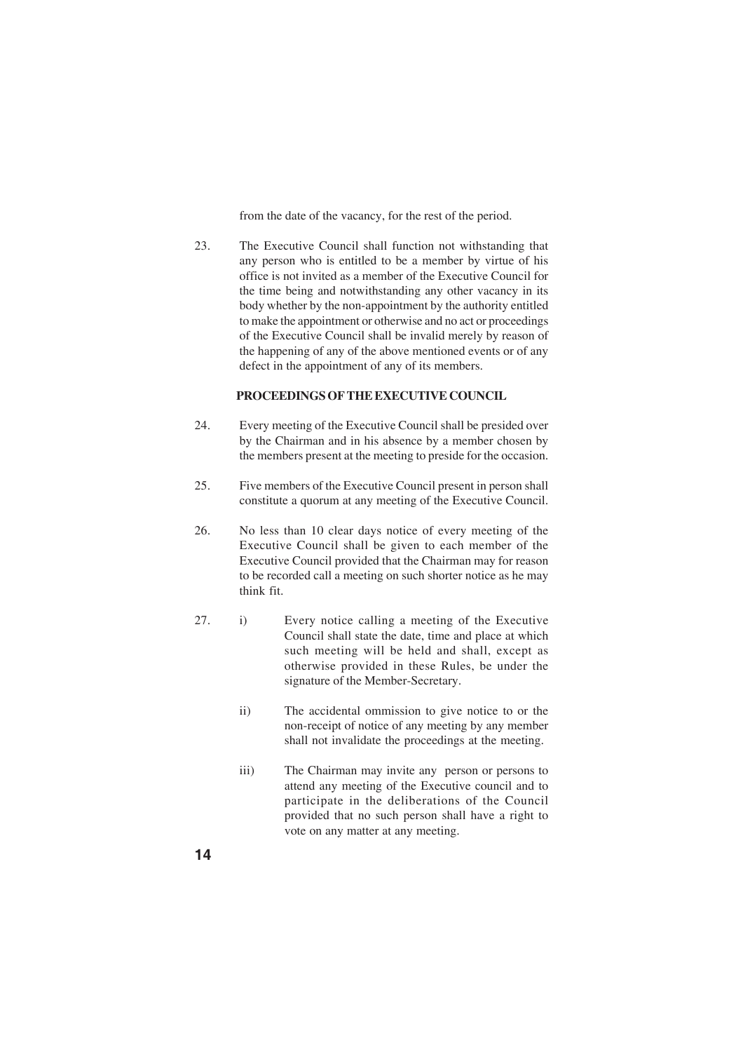from the date of the vacancy, for the rest of the period.

23. The Executive Council shall function not withstanding that any person who is entitled to be a member by virtue of his office is not invited as a member of the Executive Council for the time being and notwithstanding any other vacancy in its body whether by the non-appointment by the authority entitled to make the appointment or otherwise and no act or proceedings of the Executive Council shall be invalid merely by reason of the happening of any of the above mentioned events or of any defect in the appointment of any of its members.

## PROCEEDINGS OF THE EXECUTIVE COUNCIL

24. Every meeting of the Executive Council shall be presided over by the Chairman and in his absence by a member chosen by the members present at the meeting to preside for the occasion.

25. Five members of the Executive Council present in person shall constitute a quorum at any meeting of the Executive Council.

26. No less than 10 clear days notice of every meeting of the Executive Council shall be given to each member of the Executive Council provided that the Chairman may for reason to be recorded call a meeting on such shorter notice as he may think fit.

27. i) Every notice calling a meeting of the Executive Council shall state the date, time and place at which such meeting will be held and shall, except as otherwise provided in these Rules, be under the signature of the Member-Secretary.

    ii) The accidental ommission to give notice to or the non-receipt of notice of any meeting by any member shall not invalidate the proceedings at the meeting.

    iii) The Chairman may invite any person or persons to attend any meeting of the Executive council and to participate in the deliberations of the Council provided that no such person shall have a right to vote on any matter at any meeting.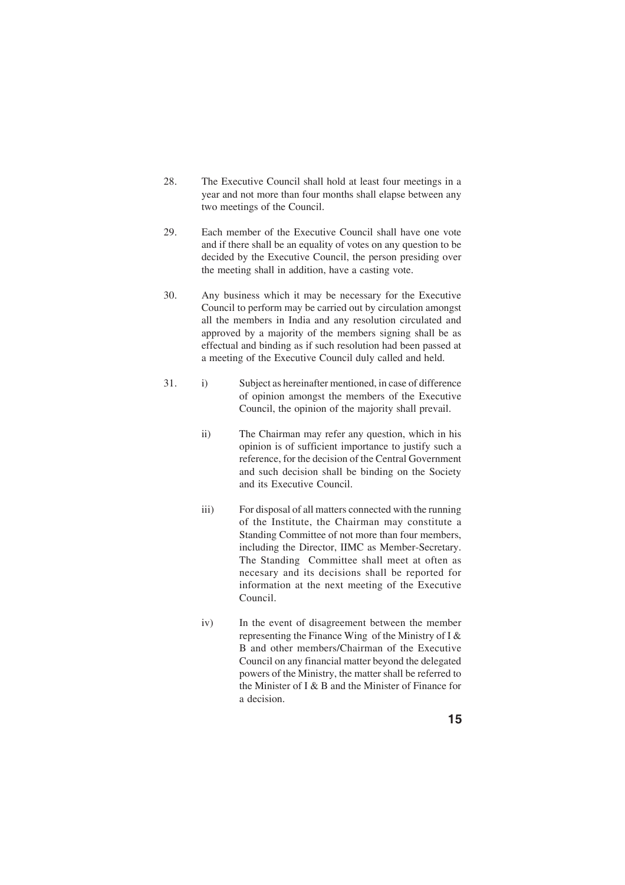28. The Executive Council shall hold at least four meetings in a year and not more than four months shall elapse between any two meetings of the Council.

29. Each member of the Executive Council shall have one vote and if there shall be an equality of votes on any question to be decided by the Executive Council, the person presiding over the meeting shall in addition, have a casting vote.

30. Any business which it may be necessary for the Executive Council to perform may be carried out by circulation amongst all the members in India and any resolution circulated and approved by a majority of the members signing shall be as effectual and binding as if such resolution had been passed at a meeting of the Executive Council duly called and held.

31. i) Subject as hereinafter mentioned, in case of difference of opinion amongst the members of the Executive Council, the opinion of the majority shall prevail.

    ii) The Chairman may refer any question, which in his opinion is of sufficient importance to justify such a reference, for the decision of the Central Government and such decision shall be binding on the Society and its Executive Council.

    iii) For disposal of all matters connected with the running of the Institute, the Chairman may constitute a Standing Committee of not more than four members, including the Director, IIMC as Member-Secretary. The Standing Committee shall meet at often as necesary and its decisions shall be reported for information at the next meeting of the Executive Council.

    iv) In the event of disagreement between the member representing the Finance Wing of the Ministry of I & B and other members/Chairman of the Executive Council on any financial matter beyond the delegated powers of the Ministry, the matter shall be referred to the Minister of I & B and the Minister of Finance for a decision.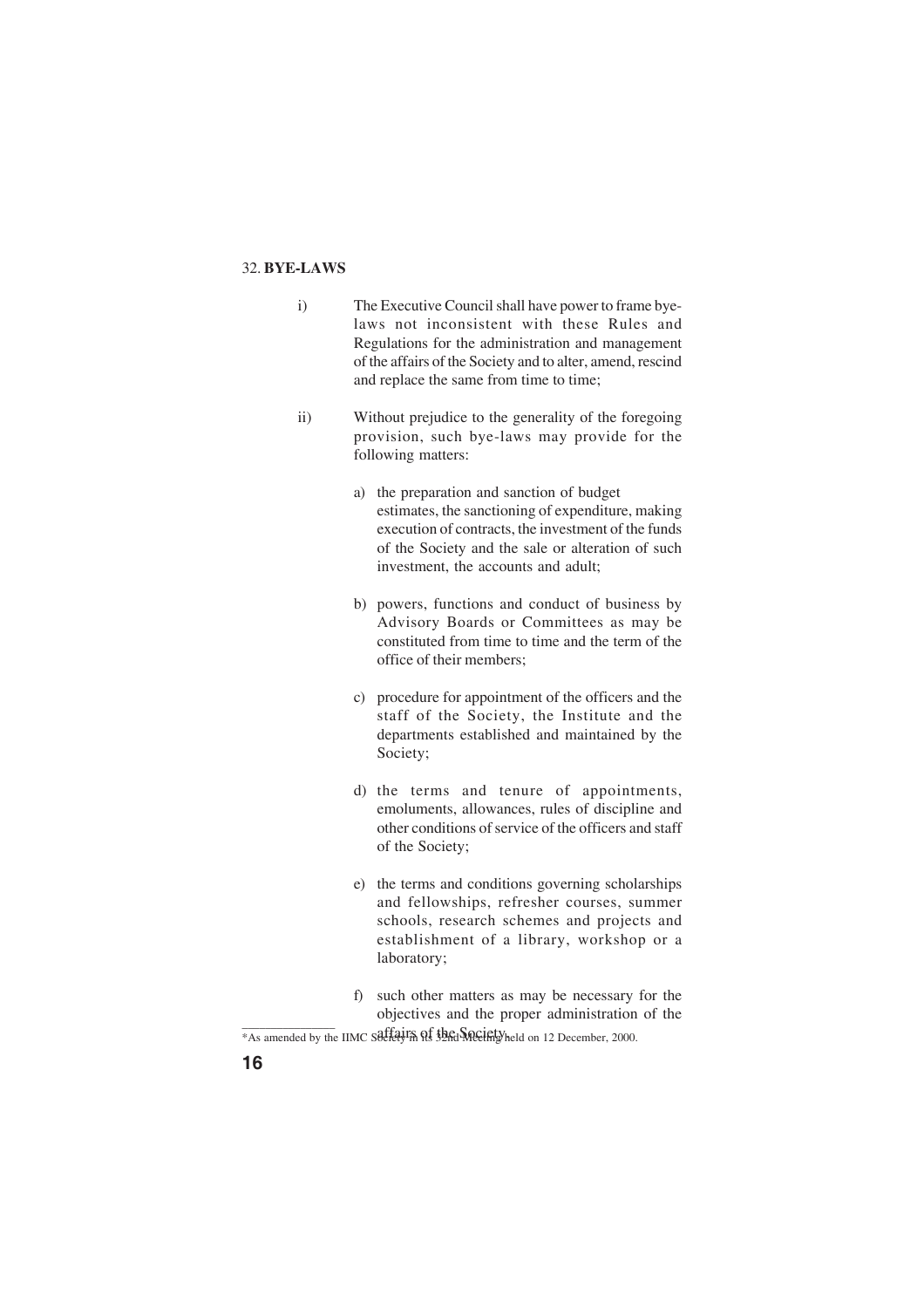32. **BYE-LAWS**

i) The Executive Council shall have power to frame bye-laws not inconsistent with these Rules and Regulations for the administration and management of the affairs of the Society and to alter, amend, rescind and replace the same from time to time;

ii) Without prejudice to the generality of the foregoing provision, such bye-laws may provide for the following matters:

a) the preparation and sanction of budget estimates, the sanctioning of expenditure, making execution of contracts, the investment of the funds of the Society and the sale or alteration of such investment, the accounts and adult;

b) powers, functions and conduct of business by Advisory Boards or Committees as may be constituted from time to time and the term of the office of their members;

c) procedure for appointment of the officers and the staff of the Society, the Institute and the departments established and maintained by the Society;

d) the terms and tenure of appointments, emoluments, allowances, rules of discipline and other conditions of service of the officers and staff of the Society;

e) the terms and conditions governing scholarships and fellowships, refresher courses, summer schools, research schemes and projects and establishment of a library, workshop or a laboratory;

f) such other matters as may be necessary for the objectives and the proper administration of the affairs of the Society.

*As amended by the IIMC Society in its 32nd Meeting held on 12 December, 2000.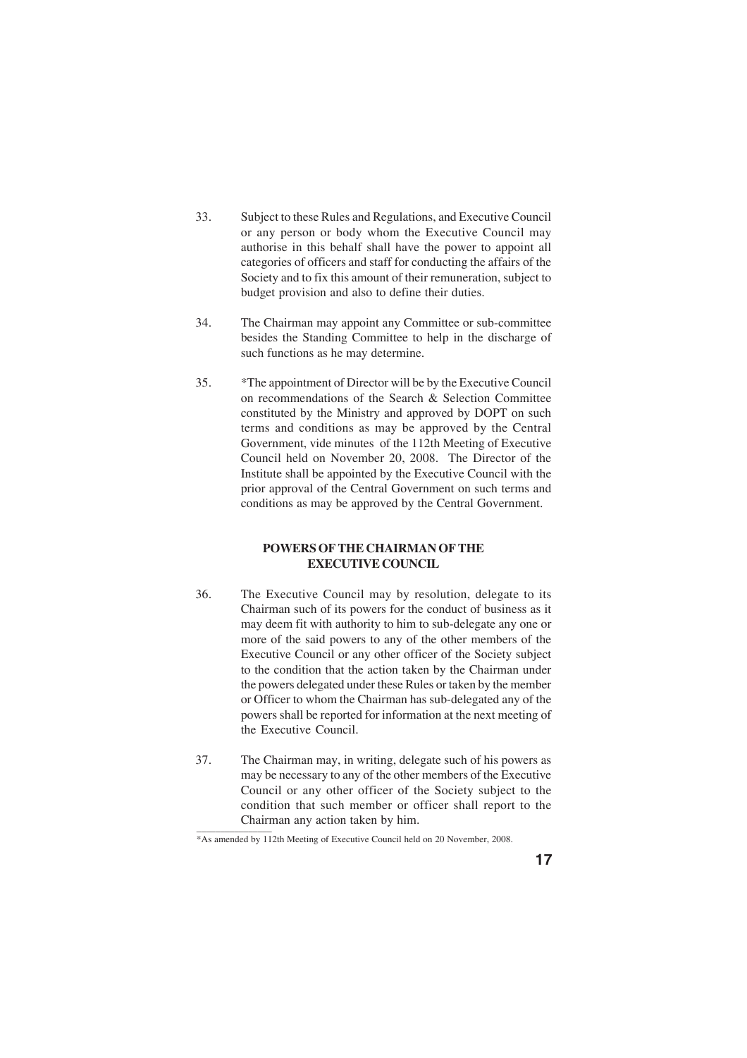33. Subject to these Rules and Regulations, and Executive Council or any person or body whom the Executive Council may authorise in this behalf shall have the power to appoint all categories of officers and staff for conducting the affairs of the Society and to fix this amount of their remuneration, subject to budget provision and also to define their duties.

34. The Chairman may appoint any Committee or sub-committee besides the Standing Committee to help in the discharge of such functions as he may determine.

35. *The appointment of Director will be by the Executive Council on recommendations of the Search & Selection Committee constituted by the Ministry and approved by DOPT on such terms and conditions as may be approved by the Central Government, vide minutes of the 112th Meeting of Executive Council held on November 20, 2008. The Director of the Institute shall be appointed by the Executive Council with the prior approval of the Central Government on such terms and conditions as may be approved by the Central Government.

## POWERS OF THE CHAIRMAN OF THE EXECUTIVE COUNCIL

36. The Executive Council may by resolution, delegate to its Chairman such of its powers for the conduct of business as it may deem fit with authority to him to sub-delegate any one or more of the said powers to any of the other members of the Executive Council or any other officer of the Society subject to the condition that the action taken by the Chairman under the powers delegated under these Rules or taken by the member or Officer to whom the Chairman has sub-delegated any of the powers shall be reported for information at the next meeting of the Executive Council.

37. The Chairman may, in writing, delegate such of his powers as may be necessary to any of the other members of the Executive Council or any other officer of the Society subject to the condition that such member or officer shall report to the Chairman any action taken by him.

*As amended by 112th Meeting of Executive Council held on 20 November, 2008.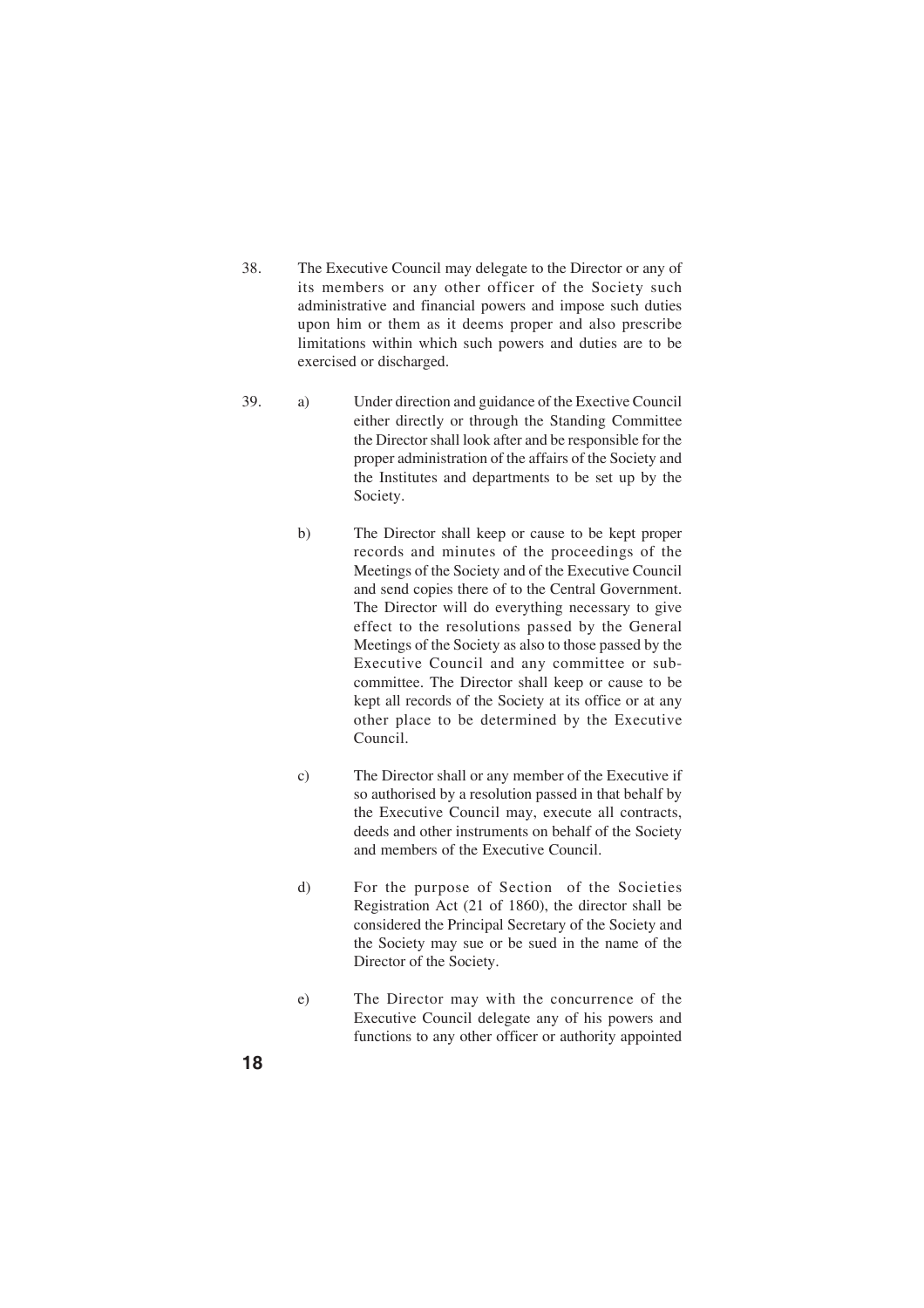38. The Executive Council may delegate to the Director or any of its members or any other officer of the Society such administrative and financial powers and impose such duties upon him or them as it deems proper and also prescribe limitations within which such powers and duties are to be exercised or discharged.

39. a) Under direction and guidance of the Exective Council either directly or through the Standing Committee the Director shall look after and be responsible for the proper administration of the affairs of the Society and the Institutes and departments to be set up by the Society.

    b) The Director shall keep or cause to be kept proper records and minutes of the proceedings of the Meetings of the Society and of the Executive Council and send copies there of to the Central Government. The Director will do everything necessary to give effect to the resolutions passed by the General Meetings of the Society as also to those passed by the Executive Council and any committee or sub-committee. The Director shall keep or cause to be kept all records of the Society at its office or at any other place to be determined by the Executive Council.

    c) The Director shall or any member of the Executive if so authorised by a resolution passed in that behalf by the Executive Council may, execute all contracts, deeds and other instruments on behalf of the Society and members of the Executive Council.

    d) For the purpose of Section  of the Societies Registration Act (21 of 1860), the director shall be considered the Principal Secretary of the Society and the Society may sue or be sued in the name of the Director of the Society.

    e) The Director may with the concurrence of the Executive Council delegate any of his powers and functions to any other officer or authority appointed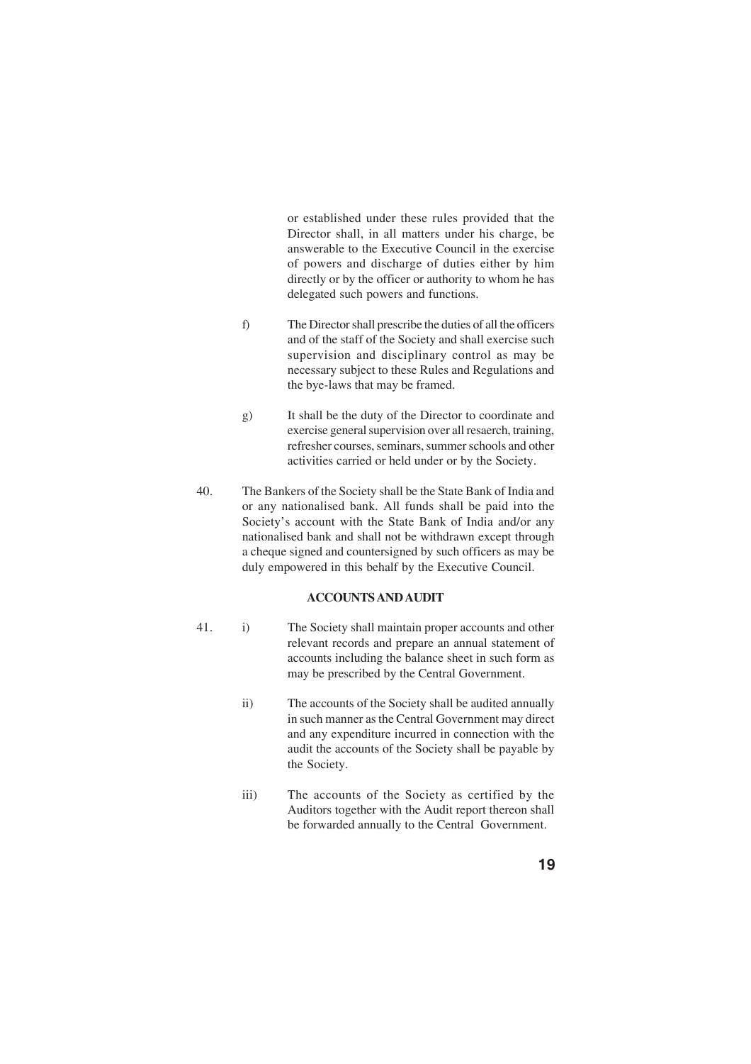or established under these rules provided that the Director shall, in all matters under his charge, be answerable to the Executive Council in the exercise of powers and discharge of duties either by him directly or by the officer or authority to whom he has delegated such powers and functions.

f) The Director shall prescribe the duties of all the officers and of the staff of the Society and shall exercise such supervision and disciplinary control as may be necessary subject to these Rules and Regulations and the bye-laws that may be framed.

g) It shall be the duty of the Director to coordinate and exercise general supervision over all resaerch, training, refresher courses, seminars, summer schools and other activities carried or held under or by the Society.

40. The Bankers of the Society shall be the State Bank of India and or any nationalised bank. All funds shall be paid into the Society's account with the State Bank of India and/or any nationalised bank and shall not be withdrawn except through a cheque signed and countersigned by such officers as may be duly empowered in this behalf by the Executive Council.

**ACCOUNTS AND AUDIT**

41. i) The Society shall maintain proper accounts and other relevant records and prepare an annual statement of accounts including the balance sheet in such form as may be prescribed by the Central Government.

ii) The accounts of the Society shall be audited annually in such manner as the Central Government may direct and any expenditure incurred in connection with the audit the accounts of the Society shall be payable by the Society.

iii) The accounts of the Society as certified by the Auditors together with the Audit report thereon shall be forwarded annually to the Central Government.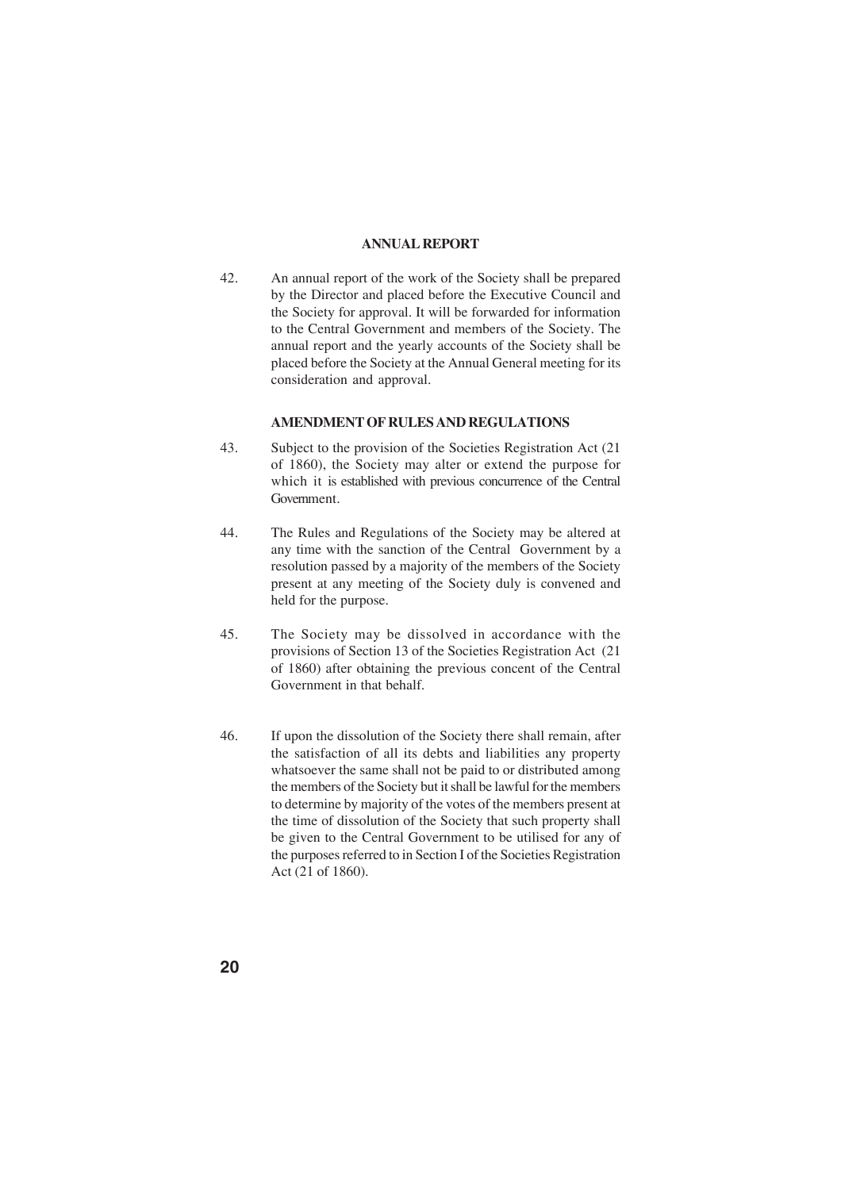## ANNUAL REPORT

42. An annual report of the work of the Society shall be prepared by the Director and placed before the Executive Council and the Society for approval. It will be forwarded for information to the Central Government and members of the Society. The annual report and the yearly accounts of the Society shall be placed before the Society at the Annual General meeting for its consideration and approval.

## AMENDMENT OF RULES AND REGULATIONS

43. Subject to the provision of the Societies Registration Act (21 of 1860), the Society may alter or extend the purpose for which it is established with previous concurrence of the Central Government.

44. The Rules and Regulations of the Society may be altered at any time with the sanction of the Central Government by a resolution passed by a majority of the members of the Society present at any meeting of the Society duly is convened and held for the purpose.

45. The Society may be dissolved in accordance with the provisions of Section 13 of the Societies Registration Act (21 of 1860) after obtaining the previous concent of the Central Government in that behalf.

46. If upon the dissolution of the Society there shall remain, after the satisfaction of all its debts and liabilities any property whatsoever the same shall not be paid to or distributed among the members of the Society but it shall be lawful for the members to determine by majority of the votes of the members present at the time of dissolution of the Society that such property shall be given to the Central Government to be utilised for any of the purposes referred to in Section I of the Societies Registration Act (21 of 1860).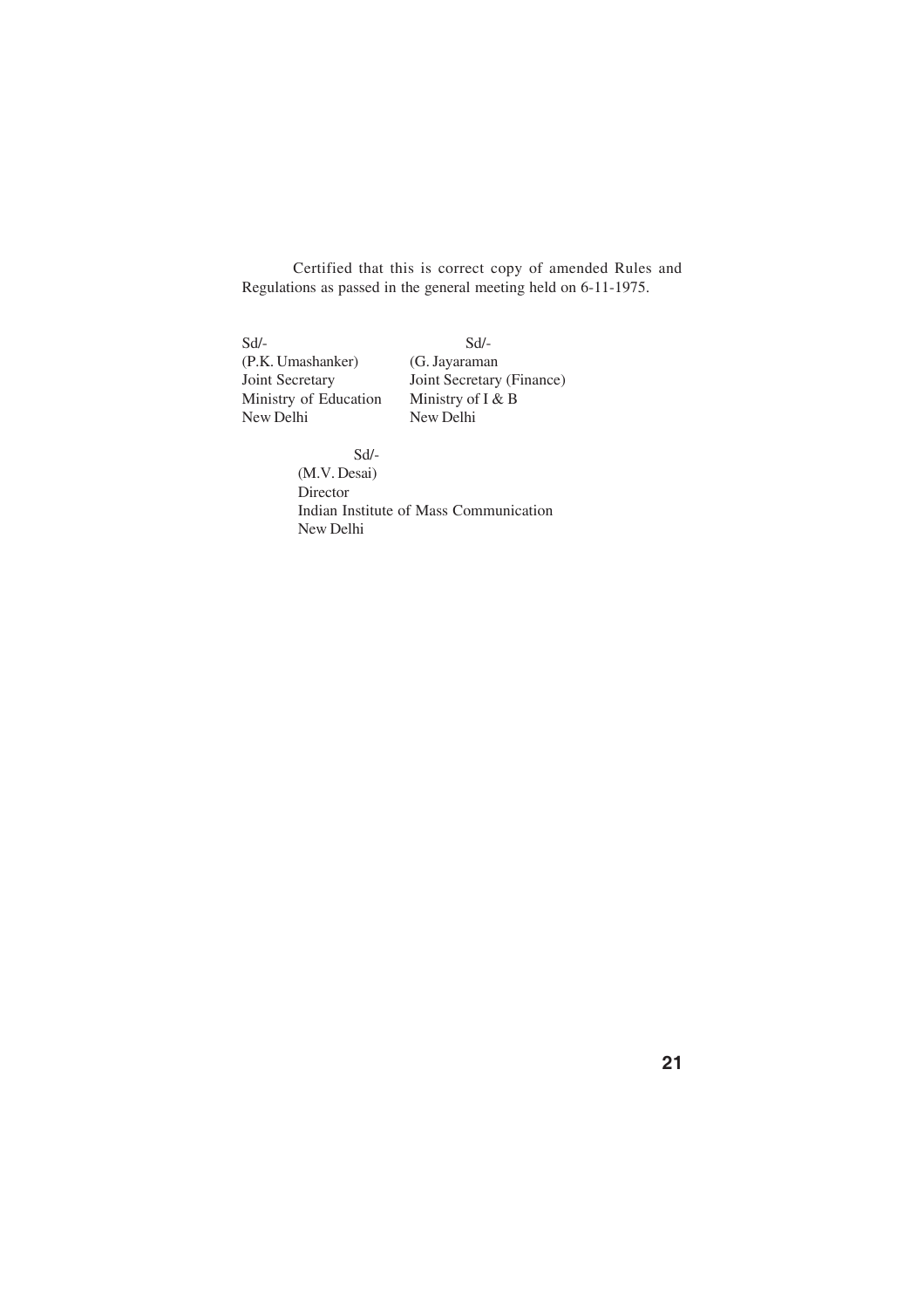Certified that this is correct copy of amended Rules and Regulations as passed in the general meeting held on 6-11-1975.

| | |
|---|---|
| Sd/- | Sd/- |
| (P.K. Umashanker) | (G. Jayaraman |
| Joint Secretary | Joint Secretary (Finance) |
| Ministry of Education | Ministry of I & B |
| New Delhi | New Delhi |

Sd/-
(M.V. Desai)
Director
Indian Institute of Mass Communication
New Delhi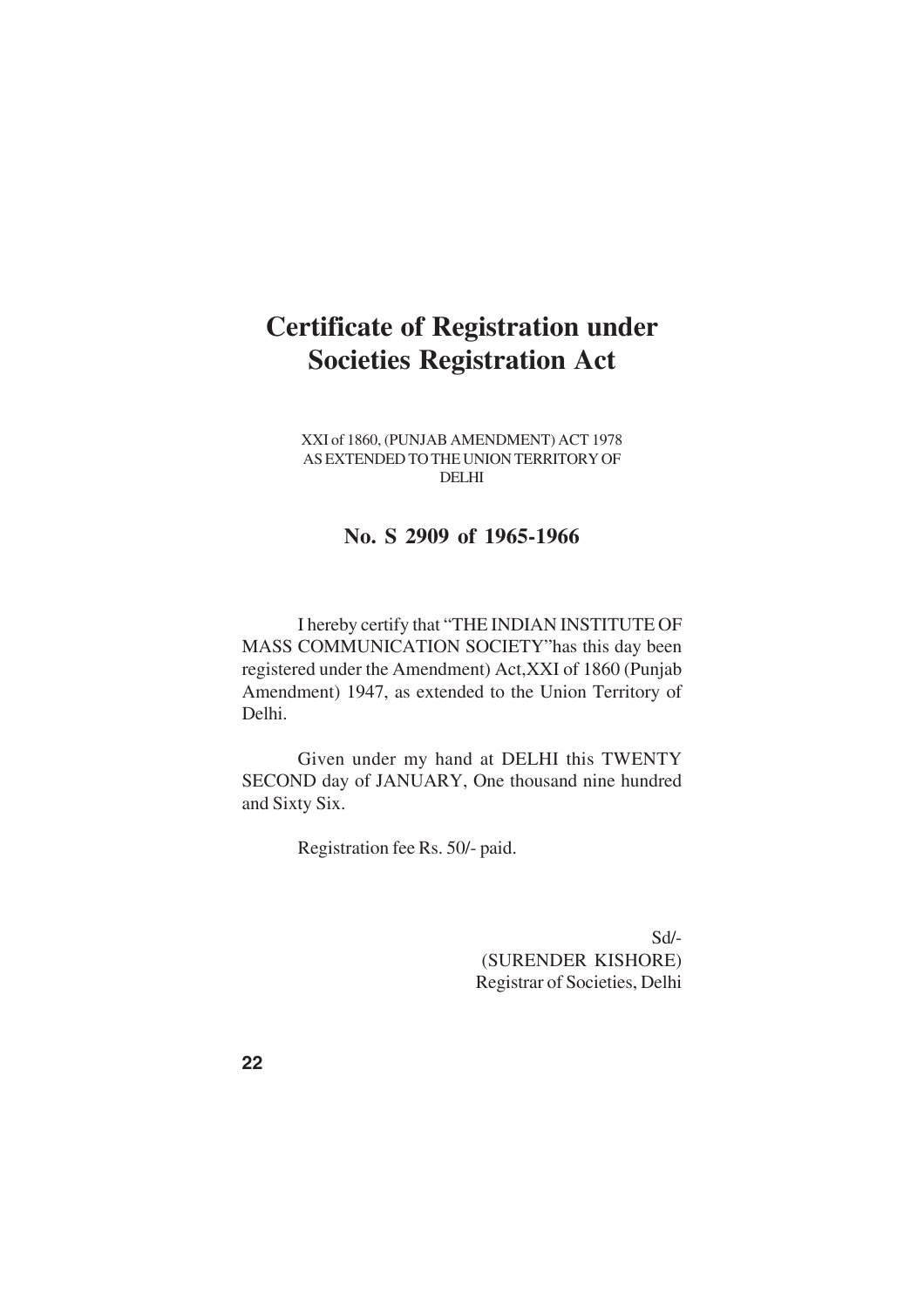# Certificate of Registration under Societies Registration Act

XXI of 1860, (PUNJAB AMENDMENT) ACT 1978
AS EXTENDED TO THE UNION TERRITORY OF
DELHI

**No. S 2909 of 1965-1966**

I hereby certify that "THE INDIAN INSTITUTE OF MASS COMMUNICATION SOCIETY"has this day been registered under the Amendment) Act,XXI of 1860 (Punjab Amendment) 1947, as extended to the Union Territory of Delhi.

Given under my hand at DELHI this TWENTY SECOND day of JANUARY, One thousand nine hundred and Sixty Six.

Registration fee Rs. 50/- paid.

Sd/-
(SURENDER KISHORE)
Registrar of Societies, Delhi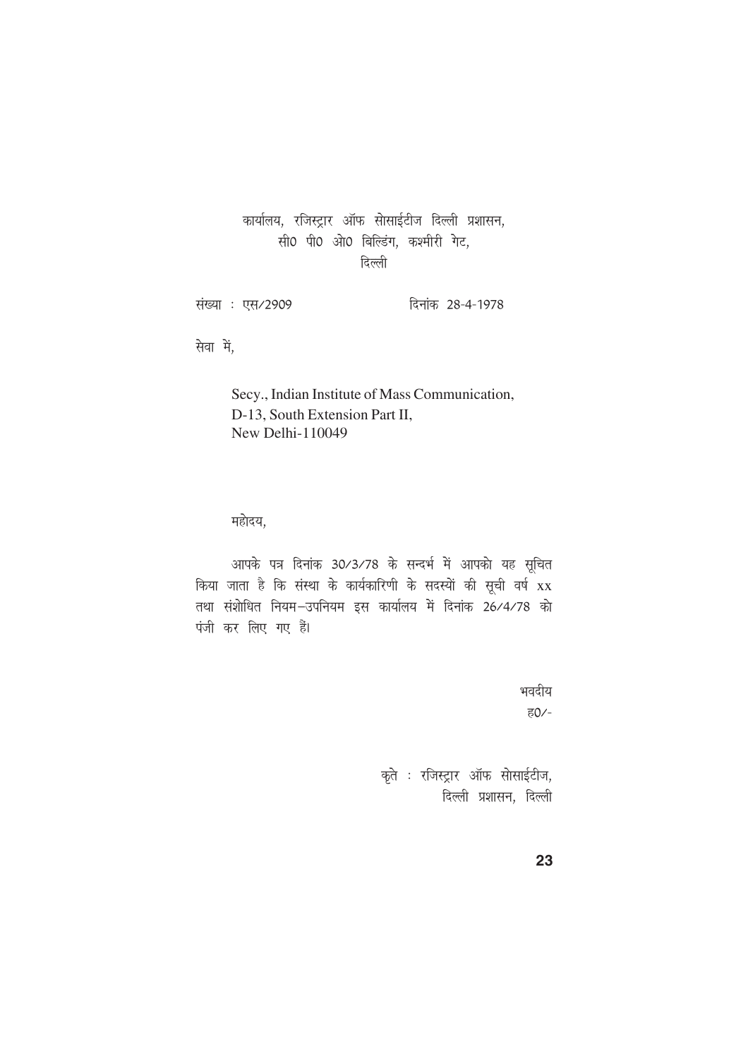कार्यालय, रजिस्ट्रार ऑफ सोसाईटीज दिल्ली प्रशासन,
सी0 पी0 ओ0 बिल्डिंग, कश्मीरी गेट,
दिल्ली

संख्या : एस/2909 दिनांक 28-4-1978

सेवा में,

Secy., Indian Institute of Mass Communication,
D-13, South Extension Part II,
New Delhi-110049

महोदय,

आपके पत्र दिनांक 30/3/78 के सन्दर्भ में आपको यह सूचित किया जाता है कि संस्था के कार्यकारिणी के सदस्यों की सूची वर्ष xx तथा संशोधित नियम–उपनियम इस कार्यालय में दिनांक 26/4/78 को पंजी कर लिए गए हैं।

भवदीय
ह0/-

कृते : रजिस्ट्रार ऑफ सोसाईटीज,
दिल्ली प्रशासन, दिल्ली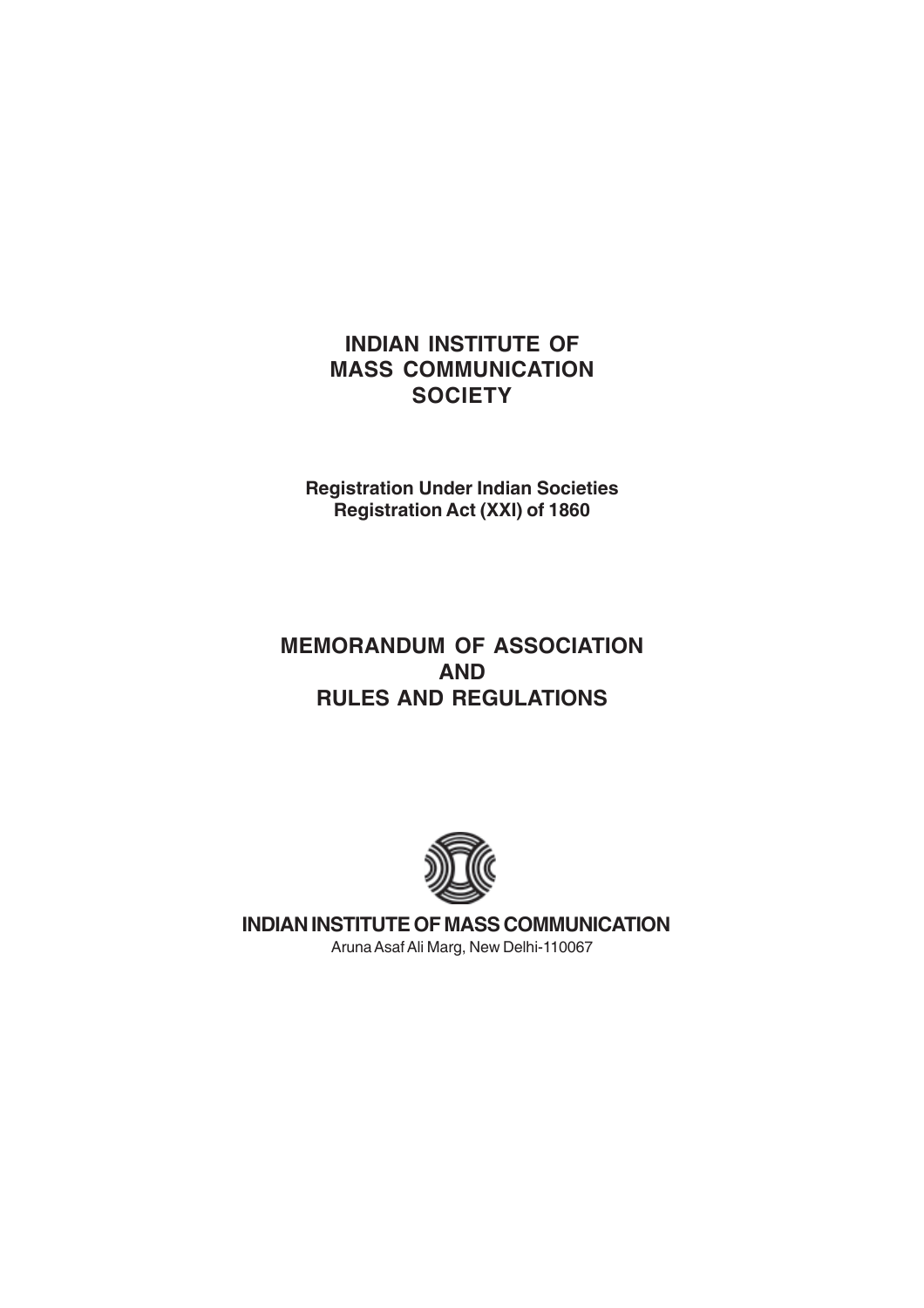# INDIAN INSTITUTE OF MASS COMMUNICATION SOCIETY

**Registration Under Indian Societies Registration Act (XXI) of 1860**

## MEMORANDUM OF ASSOCIATION AND RULES AND REGULATIONS

**INDIAN INSTITUTE OF MASS COMMUNICATION**

Aruna Asaf Ali Marg, New Delhi-110067